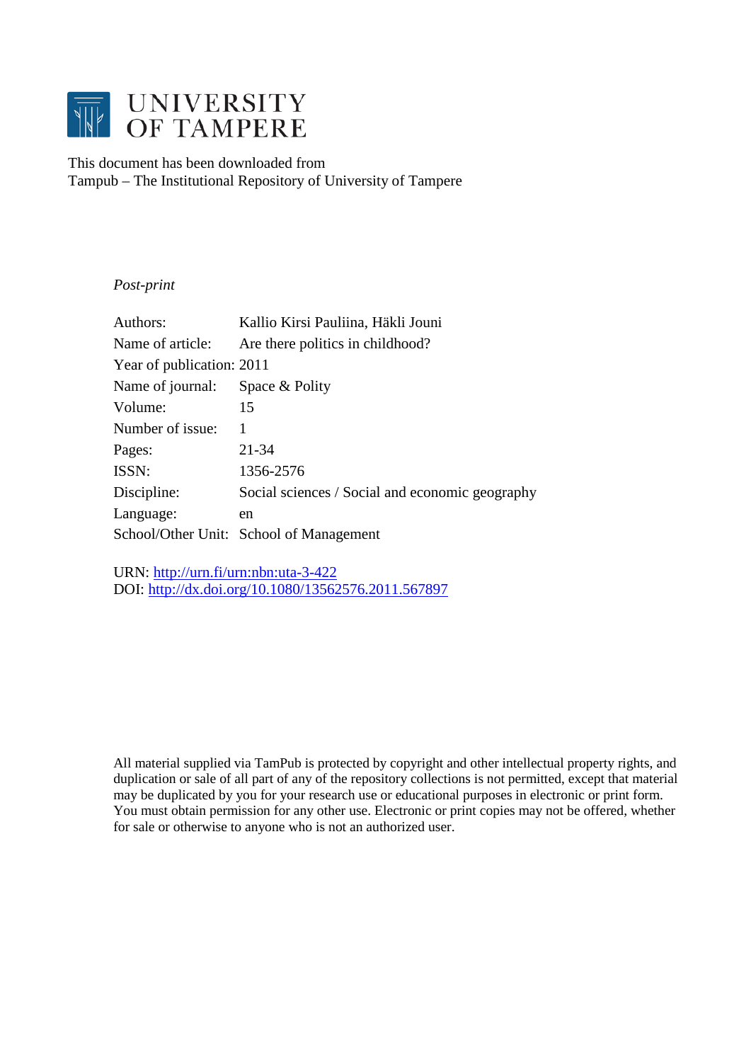# UNIVERSITY OF TAMPERE

This document has been downloaded from
Tampub – The Institutional Repository of University of Tampere

*Post-print*

| | |
|---|---|
| Authors: | Kallio Kirsi Pauliina, Häkli Jouni |
| Name of article: | Are there politics in childhood? |
| Year of publication: | 2011 |
| Name of journal: | Space & Polity |
| Volume: | 15 |
| Number of issue: | 1 |
| Pages: | 21-34 |
| ISSN: | 1356-2576 |
| Discipline: | Social sciences / Social and economic geography |
| Language: | en |
| School/Other Unit: | School of Management |

URN: http://urn.fi/urn:nbn:uta-3-422
DOI: http://dx.doi.org/10.1080/13562576.2011.567897

All material supplied via TamPub is protected by copyright and other intellectual property rights, and duplication or sale of all part of any of the repository collections is not permitted, except that material may be duplicated by you for your research use or educational purposes in electronic or print form. You must obtain permission for any other use. Electronic or print copies may not be offered, whether for sale or otherwise to anyone who is not an authorized user.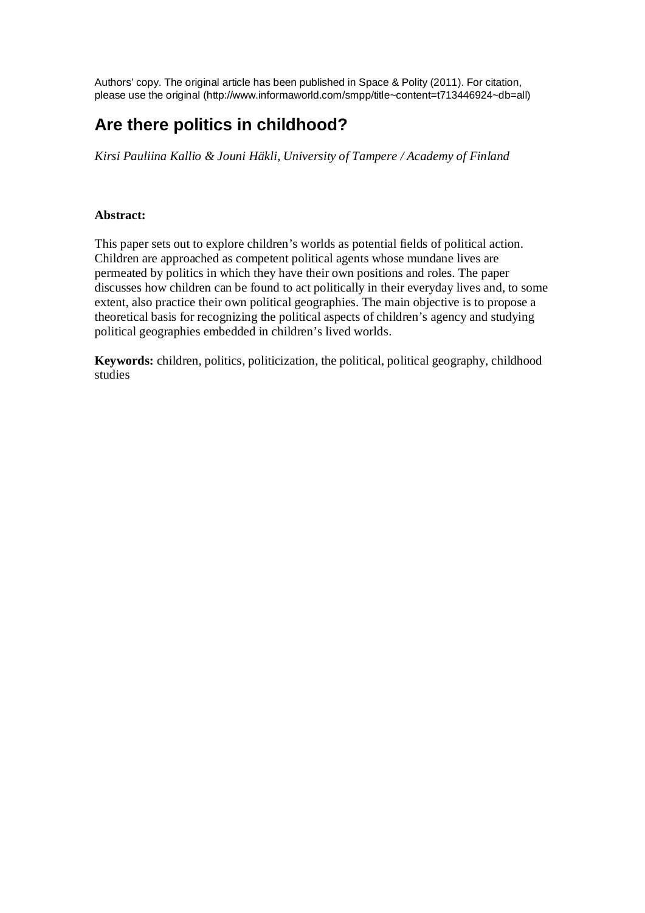Authors' copy. The original article has been published in Space & Polity (2011). For citation, please use the original (http://www.informaworld.com/smpp/title~content=t713446924~db=all)

# Are there politics in childhood?

*Kirsi Pauliina Kallio & Jouni Häkli, University of Tampere / Academy of Finland*

**Abstract:**

This paper sets out to explore children's worlds as potential fields of political action. Children are approached as competent political agents whose mundane lives are permeated by politics in which they have their own positions and roles. The paper discusses how children can be found to act politically in their everyday lives and, to some extent, also practice their own political geographies. The main objective is to propose a theoretical basis for recognizing the political aspects of children's agency and studying political geographies embedded in children's lived worlds.

**Keywords:** children, politics, politicization, the political, political geography, childhood studies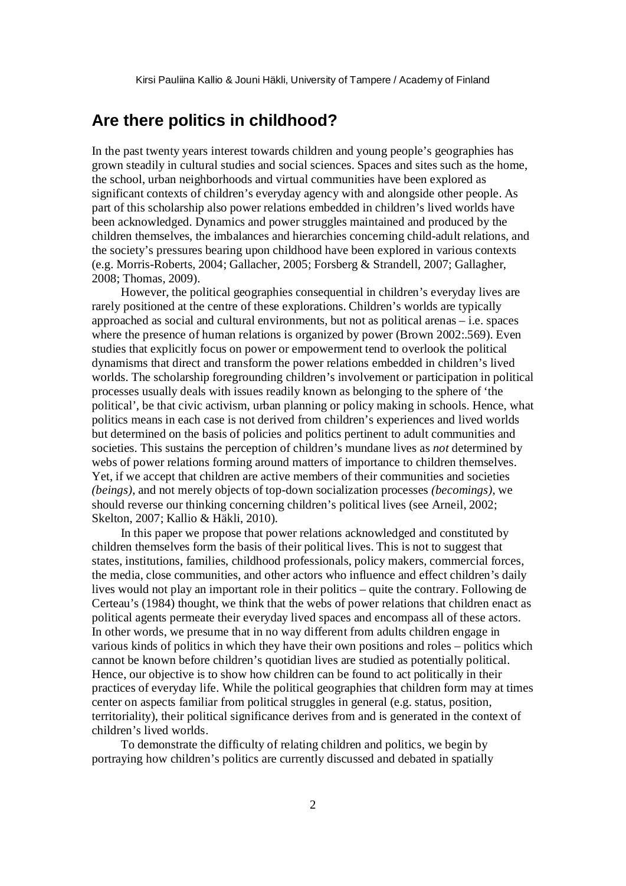Kirsi Pauliina Kallio & Jouni Häkli, University of Tampere / Academy of Finland

## Are there politics in childhood?

In the past twenty years interest towards children and young people's geographies has grown steadily in cultural studies and social sciences. Spaces and sites such as the home, the school, urban neighborhoods and virtual communities have been explored as significant contexts of children's everyday agency with and alongside other people. As part of this scholarship also power relations embedded in children's lived worlds have been acknowledged. Dynamics and power struggles maintained and produced by the children themselves, the imbalances and hierarchies concerning child-adult relations, and the society's pressures bearing upon childhood have been explored in various contexts (e.g. Morris-Roberts, 2004; Gallacher, 2005; Forsberg & Strandell, 2007; Gallagher, 2008; Thomas, 2009).

However, the political geographies consequential in children's everyday lives are rarely positioned at the centre of these explorations. Children's worlds are typically approached as social and cultural environments, but not as political arenas – i.e. spaces where the presence of human relations is organized by power (Brown 2002:.569). Even studies that explicitly focus on power or empowerment tend to overlook the political dynamisms that direct and transform the power relations embedded in children's lived worlds. The scholarship foregrounding children's involvement or participation in political processes usually deals with issues readily known as belonging to the sphere of 'the political', be that civic activism, urban planning or policy making in schools. Hence, what politics means in each case is not derived from children's experiences and lived worlds but determined on the basis of policies and politics pertinent to adult communities and societies. This sustains the perception of children's mundane lives as *not* determined by webs of power relations forming around matters of importance to children themselves. Yet, if we accept that children are active members of their communities and societies *(beings)*, and not merely objects of top-down socialization processes *(becomings)*, we should reverse our thinking concerning children's political lives (see Arneil, 2002; Skelton, 2007; Kallio & Häkli, 2010).

In this paper we propose that power relations acknowledged and constituted by children themselves form the basis of their political lives. This is not to suggest that states, institutions, families, childhood professionals, policy makers, commercial forces, the media, close communities, and other actors who influence and effect children's daily lives would not play an important role in their politics – quite the contrary. Following de Certeau's (1984) thought, we think that the webs of power relations that children enact as political agents permeate their everyday lived spaces and encompass all of these actors. In other words, we presume that in no way different from adults children engage in various kinds of politics in which they have their own positions and roles – politics which cannot be known before children's quotidian lives are studied as potentially political. Hence, our objective is to show how children can be found to act politically in their practices of everyday life. While the political geographies that children form may at times center on aspects familiar from political struggles in general (e.g. status, position, territoriality), their political significance derives from and is generated in the context of children's lived worlds.

To demonstrate the difficulty of relating children and politics, we begin by portraying how children's politics are currently discussed and debated in spatially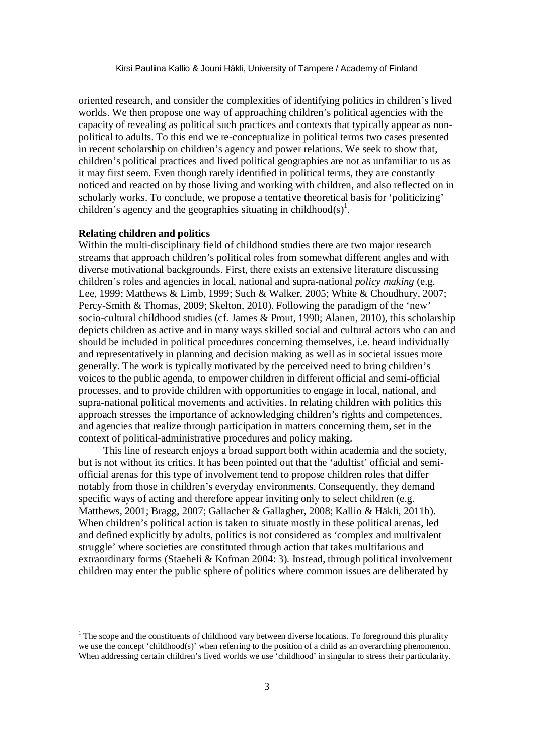oriented research, and consider the complexities of identifying politics in children's lived worlds. We then propose one way of approaching children's political agencies with the capacity of revealing as political such practices and contexts that typically appear as non-political to adults. To this end we re-conceptualize in political terms two cases presented in recent scholarship on children's agency and power relations. We seek to show that, children's political practices and lived political geographies are not as unfamiliar to us as it may first seem. Even though rarely identified in political terms, they are constantly noticed and reacted on by those living and working with children, and also reflected on in scholarly works. To conclude, we propose a tentative theoretical basis for 'politicizing' children's agency and the geographies situating in childhood(s)[1].

**Relating children and politics**

Within the multi-disciplinary field of childhood studies there are two major research streams that approach children's political roles from somewhat different angles and with diverse motivational backgrounds. First, there exists an extensive literature discussing children's roles and agencies in local, national and supra-national *policy making* (e.g. Lee, 1999; Matthews & Limb, 1999; Such & Walker, 2005; White & Choudhury, 2007; Percy-Smith & Thomas, 2009; Skelton, 2010). Following the paradigm of the 'new' socio-cultural childhood studies (cf. James & Prout, 1990; Alanen, 2010), this scholarship depicts children as active and in many ways skilled social and cultural actors who can and should be included in political procedures concerning themselves, i.e. heard individually and representatively in planning and decision making as well as in societal issues more generally. The work is typically motivated by the perceived need to bring children's voices to the public agenda, to empower children in different official and semi-official processes, and to provide children with opportunities to engage in local, national, and supra-national political movements and activities. In relating children with politics this approach stresses the importance of acknowledging children's rights and competences, and agencies that realize through participation in matters concerning them, set in the context of political-administrative procedures and policy making.

This line of research enjoys a broad support both within academia and the society, but is not without its critics. It has been pointed out that the 'adultist' official and semi-official arenas for this type of involvement tend to propose children roles that differ notably from those in children's everyday environments. Consequently, they demand specific ways of acting and therefore appear inviting only to select children (e.g. Matthews, 2001; Bragg, 2007; Gallacher & Gallagher, 2008; Kallio & Häkli, 2011b). When children's political action is taken to situate mostly in these political arenas, led and defined explicitly by adults, politics is not considered as 'complex and multivalent struggle' where societies are constituted through action that takes multifarious and extraordinary forms (Staeheli & Kofman 2004: 3). Instead, through political involvement children may enter the public sphere of politics where common issues are deliberated by

[1] The scope and the constituents of childhood vary between diverse locations. To foreground this plurality we use the concept 'childhood(s)' when referring to the position of a child as an overarching phenomenon. When addressing certain children's lived worlds we use 'childhood' in singular to stress their particularity.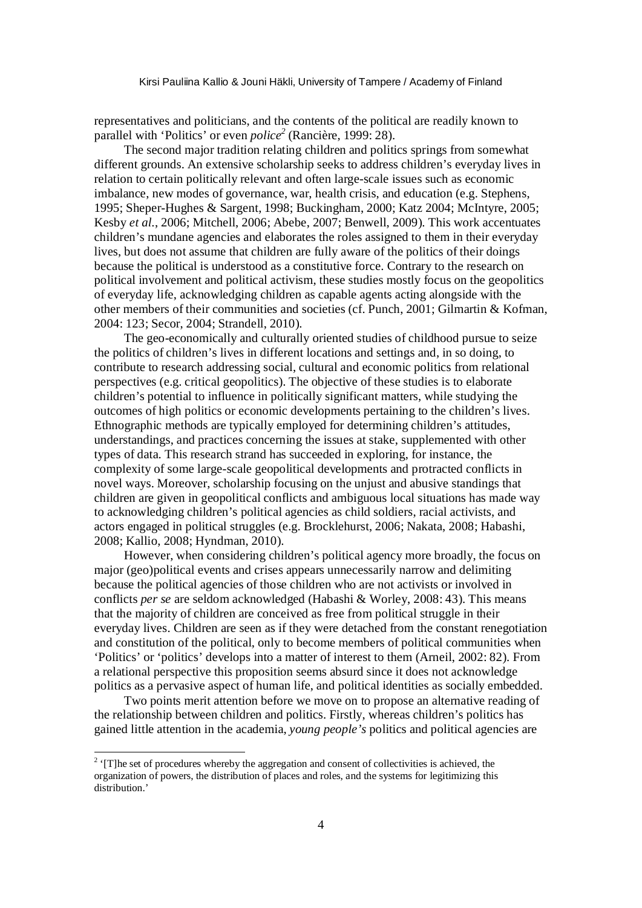representatives and politicians, and the contents of the political are readily known to parallel with 'Politics' or even *police*[2] (Rancière, 1999: 28).

The second major tradition relating children and politics springs from somewhat different grounds. An extensive scholarship seeks to address children's everyday lives in relation to certain politically relevant and often large-scale issues such as economic imbalance, new modes of governance, war, health crisis, and education (e.g. Stephens, 1995; Sheper-Hughes & Sargent, 1998; Buckingham, 2000; Katz 2004; McIntyre, 2005; Kesby *et al.*, 2006; Mitchell, 2006; Abebe, 2007; Benwell, 2009). This work accentuates children's mundane agencies and elaborates the roles assigned to them in their everyday lives, but does not assume that children are fully aware of the politics of their doings because the political is understood as a constitutive force. Contrary to the research on political involvement and political activism, these studies mostly focus on the geopolitics of everyday life, acknowledging children as capable agents acting alongside with the other members of their communities and societies (cf. Punch, 2001; Gilmartin & Kofman, 2004: 123; Secor, 2004; Strandell, 2010).

The geo-economically and culturally oriented studies of childhood pursue to seize the politics of children's lives in different locations and settings and, in so doing, to contribute to research addressing social, cultural and economic politics from relational perspectives (e.g. critical geopolitics). The objective of these studies is to elaborate children's potential to influence in politically significant matters, while studying the outcomes of high politics or economic developments pertaining to the children's lives. Ethnographic methods are typically employed for determining children's attitudes, understandings, and practices concerning the issues at stake, supplemented with other types of data. This research strand has succeeded in exploring, for instance, the complexity of some large-scale geopolitical developments and protracted conflicts in novel ways. Moreover, scholarship focusing on the unjust and abusive standings that children are given in geopolitical conflicts and ambiguous local situations has made way to acknowledging children's political agencies as child soldiers, racial activists, and actors engaged in political struggles (e.g. Brocklehurst, 2006; Nakata, 2008; Habashi, 2008; Kallio, 2008; Hyndman, 2010).

However, when considering children's political agency more broadly, the focus on major (geo)political events and crises appears unnecessarily narrow and delimiting because the political agencies of those children who are not activists or involved in conflicts *per se* are seldom acknowledged (Habashi & Worley, 2008: 43). This means that the majority of children are conceived as free from political struggle in their everyday lives. Children are seen as if they were detached from the constant renegotiation and constitution of the political, only to become members of political communities when 'Politics' or 'politics' develops into a matter of interest to them (Arneil, 2002: 82). From a relational perspective this proposition seems absurd since it does not acknowledge politics as a pervasive aspect of human life, and political identities as socially embedded.

Two points merit attention before we move on to propose an alternative reading of the relationship between children and politics. Firstly, whereas children's politics has gained little attention in the academia, *young people's* politics and political agencies are

[2] '[T]he set of procedures whereby the aggregation and consent of collectivities is achieved, the organization of powers, the distribution of places and roles, and the systems for legitimizing this distribution.'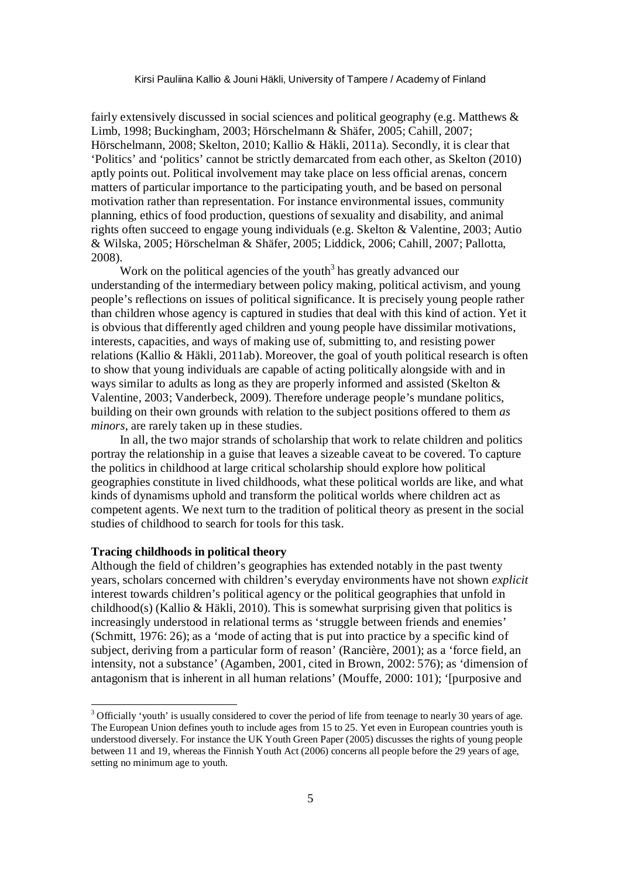fairly extensively discussed in social sciences and political geography (e.g. Matthews & Limb, 1998; Buckingham, 2003; Hörschelmann & Shäfer, 2005; Cahill, 2007; Hörschelmann, 2008; Skelton, 2010; Kallio & Häkli, 2011a). Secondly, it is clear that 'Politics' and 'politics' cannot be strictly demarcated from each other, as Skelton (2010) aptly points out. Political involvement may take place on less official arenas, concern matters of particular importance to the participating youth, and be based on personal motivation rather than representation. For instance environmental issues, community planning, ethics of food production, questions of sexuality and disability, and animal rights often succeed to engage young individuals (e.g. Skelton & Valentine, 2003; Autio & Wilska, 2005; Hörschelman & Shäfer, 2005; Liddick, 2006; Cahill, 2007; Pallotta, 2008).

Work on the political agencies of the youth[3] has greatly advanced our understanding of the intermediary between policy making, political activism, and young people's reflections on issues of political significance. It is precisely young people rather than children whose agency is captured in studies that deal with this kind of action. Yet it is obvious that differently aged children and young people have dissimilar motivations, interests, capacities, and ways of making use of, submitting to, and resisting power relations (Kallio & Häkli, 2011ab). Moreover, the goal of youth political research is often to show that young individuals are capable of acting politically alongside with and in ways similar to adults as long as they are properly informed and assisted (Skelton & Valentine, 2003; Vanderbeck, 2009). Therefore underage people's mundane politics, building on their own grounds with relation to the subject positions offered to them *as minors*, are rarely taken up in these studies.

In all, the two major strands of scholarship that work to relate children and politics portray the relationship in a guise that leaves a sizeable caveat to be covered. To capture the politics in childhood at large critical scholarship should explore how political geographies constitute in lived childhoods, what these political worlds are like, and what kinds of dynamisms uphold and transform the political worlds where children act as competent agents. We next turn to the tradition of political theory as present in the social studies of childhood to search for tools for this task.

**Tracing childhoods in political theory**

Although the field of children's geographies has extended notably in the past twenty years, scholars concerned with children's everyday environments have not shown *explicit* interest towards children's political agency or the political geographies that unfold in childhood(s) (Kallio & Häkli, 2010). This is somewhat surprising given that politics is increasingly understood in relational terms as 'struggle between friends and enemies' (Schmitt, 1976: 26); as a 'mode of acting that is put into practice by a specific kind of subject, deriving from a particular form of reason' (Rancière, 2001); as a 'force field, an intensity, not a substance' (Agamben, 2001, cited in Brown, 2002: 576); as 'dimension of antagonism that is inherent in all human relations' (Mouffe, 2000: 101); '[purposive and

[3] Officially 'youth' is usually considered to cover the period of life from teenage to nearly 30 years of age. The European Union defines youth to include ages from 15 to 25. Yet even in European countries youth is understood diversely. For instance the UK Youth Green Paper (2005) discusses the rights of young people between 11 and 19, whereas the Finnish Youth Act (2006) concerns all people before the 29 years of age, setting no minimum age to youth.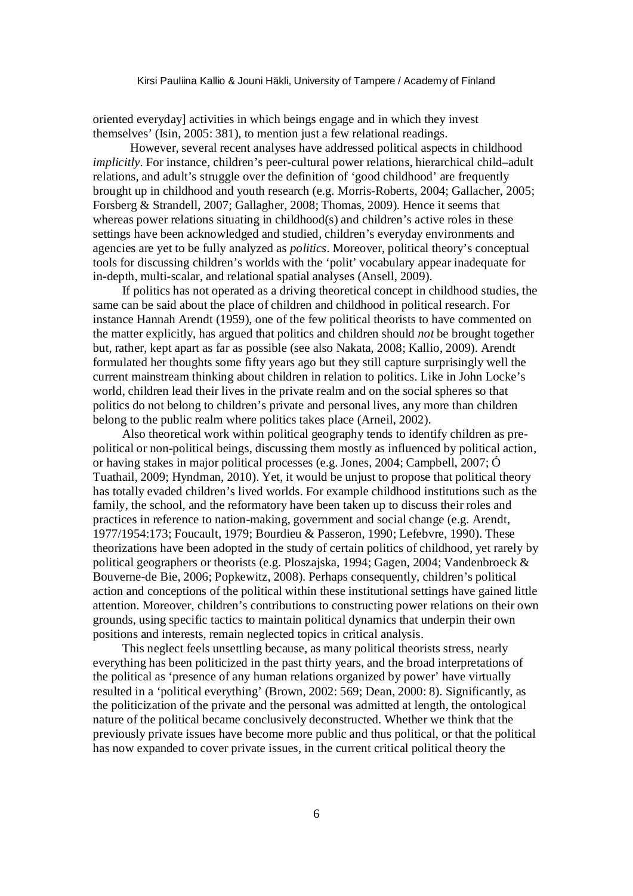oriented everyday] activities in which beings engage and in which they invest themselves' (Isin, 2005: 381), to mention just a few relational readings.

However, several recent analyses have addressed political aspects in childhood *implicitly*. For instance, children's peer-cultural power relations, hierarchical child–adult relations, and adult's struggle over the definition of 'good childhood' are frequently brought up in childhood and youth research (e.g. Morris-Roberts, 2004; Gallacher, 2005; Forsberg & Strandell, 2007; Gallagher, 2008; Thomas, 2009). Hence it seems that whereas power relations situating in childhood(s) and children's active roles in these settings have been acknowledged and studied, children's everyday environments and agencies are yet to be fully analyzed as *politics*. Moreover, political theory's conceptual tools for discussing children's worlds with the 'polit' vocabulary appear inadequate for in-depth, multi-scalar, and relational spatial analyses (Ansell, 2009).

If politics has not operated as a driving theoretical concept in childhood studies, the same can be said about the place of children and childhood in political research. For instance Hannah Arendt (1959), one of the few political theorists to have commented on the matter explicitly, has argued that politics and children should *not* be brought together but, rather, kept apart as far as possible (see also Nakata, 2008; Kallio, 2009). Arendt formulated her thoughts some fifty years ago but they still capture surprisingly well the current mainstream thinking about children in relation to politics. Like in John Locke's world, children lead their lives in the private realm and on the social spheres so that politics do not belong to children's private and personal lives, any more than children belong to the public realm where politics takes place (Arneil, 2002).

Also theoretical work within political geography tends to identify children as pre-political or non-political beings, discussing them mostly as influenced by political action, or having stakes in major political processes (e.g. Jones, 2004; Campbell, 2007; Ó Tuathail, 2009; Hyndman, 2010). Yet, it would be unjust to propose that political theory has totally evaded children's lived worlds. For example childhood institutions such as the family, the school, and the reformatory have been taken up to discuss their roles and practices in reference to nation-making, government and social change (e.g. Arendt, 1977/1954:173; Foucault, 1979; Bourdieu & Passeron, 1990; Lefebvre, 1990). These theorizations have been adopted in the study of certain politics of childhood, yet rarely by political geographers or theorists (e.g. Ploszajska, 1994; Gagen, 2004; Vandenbroeck & Bouverne-de Bie, 2006; Popkewitz, 2008). Perhaps consequently, children's political action and conceptions of the political within these institutional settings have gained little attention. Moreover, children's contributions to constructing power relations on their own grounds, using specific tactics to maintain political dynamics that underpin their own positions and interests, remain neglected topics in critical analysis.

This neglect feels unsettling because, as many political theorists stress, nearly everything has been politicized in the past thirty years, and the broad interpretations of the political as 'presence of any human relations organized by power' have virtually resulted in a 'political everything' (Brown, 2002: 569; Dean, 2000: 8). Significantly, as the politicization of the private and the personal was admitted at length, the ontological nature of the political became conclusively deconstructed. Whether we think that the previously private issues have become more public and thus political, or that the political has now expanded to cover private issues, in the current critical political theory the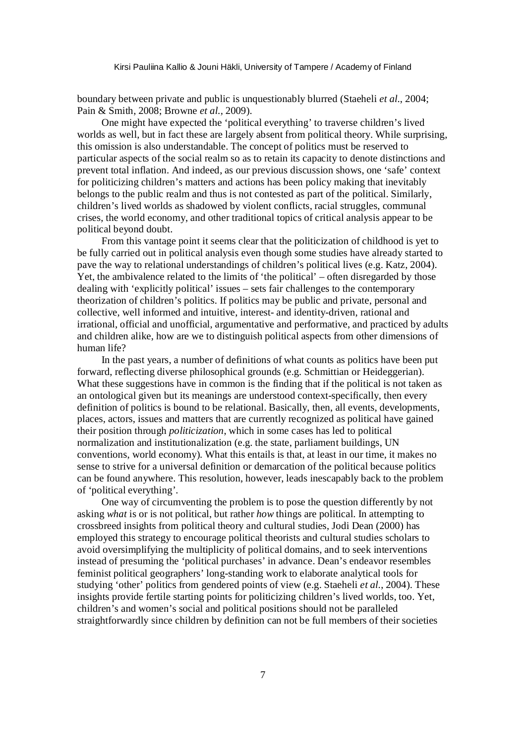boundary between private and public is unquestionably blurred (Staeheli *et al*., 2004; Pain & Smith, 2008; Browne *et al.*, 2009).

One might have expected the 'political everything' to traverse children's lived worlds as well, but in fact these are largely absent from political theory. While surprising, this omission is also understandable. The concept of politics must be reserved to particular aspects of the social realm so as to retain its capacity to denote distinctions and prevent total inflation. And indeed, as our previous discussion shows, one 'safe' context for politicizing children's matters and actions has been policy making that inevitably belongs to the public realm and thus is not contested as part of the political. Similarly, children's lived worlds as shadowed by violent conflicts, racial struggles, communal crises, the world economy, and other traditional topics of critical analysis appear to be political beyond doubt.

From this vantage point it seems clear that the politicization of childhood is yet to be fully carried out in political analysis even though some studies have already started to pave the way to relational understandings of children's political lives (e.g. Katz, 2004). Yet, the ambivalence related to the limits of 'the political' – often disregarded by those dealing with 'explicitly political' issues – sets fair challenges to the contemporary theorization of children's politics. If politics may be public and private, personal and collective, well informed and intuitive, interest- and identity-driven, rational and irrational, official and unofficial, argumentative and performative, and practiced by adults and children alike, how are we to distinguish political aspects from other dimensions of human life?

In the past years, a number of definitions of what counts as politics have been put forward, reflecting diverse philosophical grounds (e.g. Schmittian or Heideggerian). What these suggestions have in common is the finding that if the political is not taken as an ontological given but its meanings are understood context-specifically, then every definition of politics is bound to be relational. Basically, then, all events, developments, places, actors, issues and matters that are currently recognized as political have gained their position through *politicization*, which in some cases has led to political normalization and institutionalization (e.g. the state, parliament buildings, UN conventions, world economy). What this entails is that, at least in our time, it makes no sense to strive for a universal definition or demarcation of the political because politics can be found anywhere. This resolution, however, leads inescapably back to the problem of 'political everything'.

One way of circumventing the problem is to pose the question differently by not asking *what* is or is not political, but rather *how* things are political. In attempting to crossbreed insights from political theory and cultural studies, Jodi Dean (2000) has employed this strategy to encourage political theorists and cultural studies scholars to avoid oversimplifying the multiplicity of political domains, and to seek interventions instead of presuming the 'political purchases' in advance. Dean's endeavor resembles feminist political geographers' long-standing work to elaborate analytical tools for studying 'other' politics from gendered points of view (e.g. Staeheli *et al.*, 2004). These insights provide fertile starting points for politicizing children's lived worlds, too. Yet, children's and women's social and political positions should not be paralleled straightforwardly since children by definition can not be full members of their societies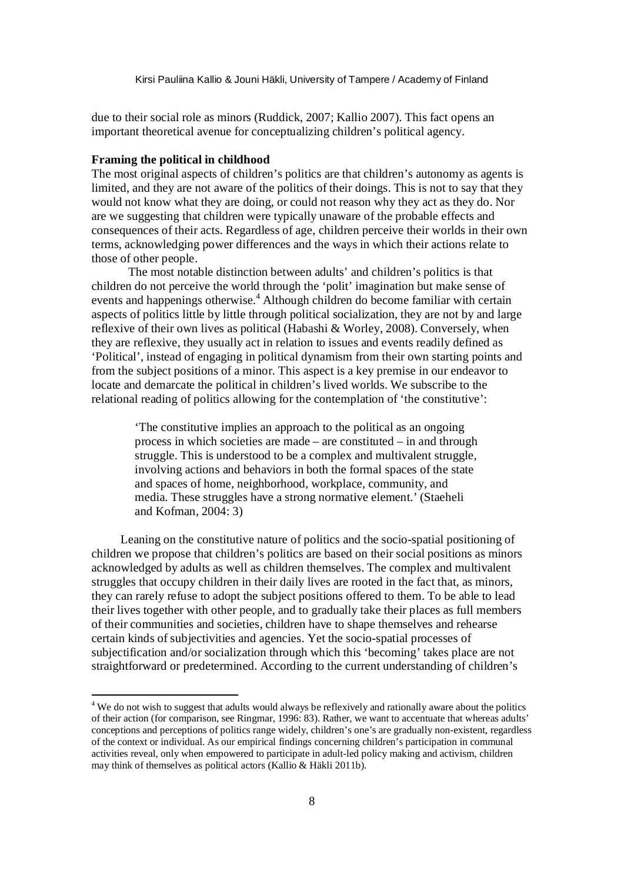due to their social role as minors (Ruddick, 2007; Kallio 2007). This fact opens an important theoretical avenue for conceptualizing children's political agency.

### Framing the political in childhood

The most original aspects of children's politics are that children's autonomy as agents is limited, and they are not aware of the politics of their doings. This is not to say that they would not know what they are doing, or could not reason why they act as they do. Nor are we suggesting that children were typically unaware of the probable effects and consequences of their acts. Regardless of age, children perceive their worlds in their own terms, acknowledging power differences and the ways in which their actions relate to those of other people.

The most notable distinction between adults' and children's politics is that children do not perceive the world through the 'polit' imagination but make sense of events and happenings otherwise.[4] Although children do become familiar with certain aspects of politics little by little through political socialization, they are not by and large reflexive of their own lives as political (Habashi & Worley, 2008). Conversely, when they are reflexive, they usually act in relation to issues and events readily defined as 'Political', instead of engaging in political dynamism from their own starting points and from the subject positions of a minor. This aspect is a key premise in our endeavor to locate and demarcate the political in children's lived worlds. We subscribe to the relational reading of politics allowing for the contemplation of 'the constitutive':

> 'The constitutive implies an approach to the political as an ongoing process in which societies are made – are constituted – in and through struggle. This is understood to be a complex and multivalent struggle, involving actions and behaviors in both the formal spaces of the state and spaces of home, neighborhood, workplace, community, and media. These struggles have a strong normative element.' (Staeheli and Kofman, 2004: 3)

Leaning on the constitutive nature of politics and the socio-spatial positioning of children we propose that children's politics are based on their social positions as minors acknowledged by adults as well as children themselves. The complex and multivalent struggles that occupy children in their daily lives are rooted in the fact that, as minors, they can rarely refuse to adopt the subject positions offered to them. To be able to lead their lives together with other people, and to gradually take their places as full members of their communities and societies, children have to shape themselves and rehearse certain kinds of subjectivities and agencies. Yet the socio-spatial processes of subjectification and/or socialization through which this 'becoming' takes place are not straightforward or predetermined. According to the current understanding of children's

---

[4] We do not wish to suggest that adults would always be reflexively and rationally aware about the politics of their action (for comparison, see Ringmar, 1996: 83). Rather, we want to accentuate that whereas adults' conceptions and perceptions of politics range widely, children's one's are gradually non-existent, regardless of the context or individual. As our empirical findings concerning children's participation in communal activities reveal, only when empowered to participate in adult-led policy making and activism, children may think of themselves as political actors (Kallio & Häkli 2011b).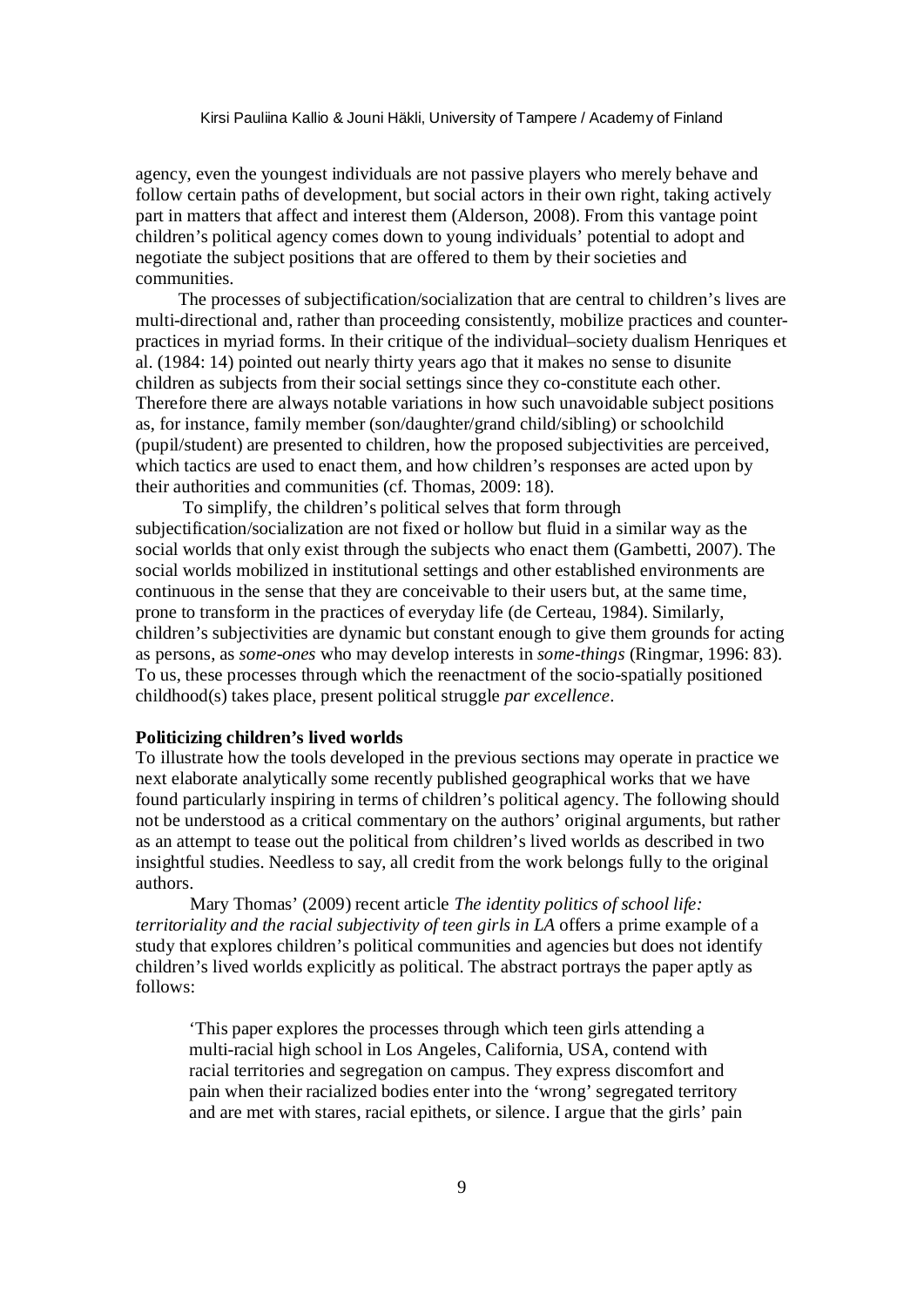agency, even the youngest individuals are not passive players who merely behave and follow certain paths of development, but social actors in their own right, taking actively part in matters that affect and interest them (Alderson, 2008). From this vantage point children's political agency comes down to young individuals' potential to adopt and negotiate the subject positions that are offered to them by their societies and communities.

The processes of subjectification/socialization that are central to children's lives are multi-directional and, rather than proceeding consistently, mobilize practices and counter-practices in myriad forms. In their critique of the individual–society dualism Henriques et al. (1984: 14) pointed out nearly thirty years ago that it makes no sense to disunite children as subjects from their social settings since they co-constitute each other. Therefore there are always notable variations in how such unavoidable subject positions as, for instance, family member (son/daughter/grand child/sibling) or schoolchild (pupil/student) are presented to children, how the proposed subjectivities are perceived, which tactics are used to enact them, and how children's responses are acted upon by their authorities and communities (cf. Thomas, 2009: 18).

To simplify, the children's political selves that form through subjectification/socialization are not fixed or hollow but fluid in a similar way as the social worlds that only exist through the subjects who enact them (Gambetti, 2007). The social worlds mobilized in institutional settings and other established environments are continuous in the sense that they are conceivable to their users but, at the same time, prone to transform in the practices of everyday life (de Certeau, 1984). Similarly, children's subjectivities are dynamic but constant enough to give them grounds for acting as persons, as *some-ones* who may develop interests in *some-things* (Ringmar, 1996: 83). To us, these processes through which the reenactment of the socio-spatially positioned childhood(s) takes place, present political struggle *par excellence*.

**Politicizing children's lived worlds**

To illustrate how the tools developed in the previous sections may operate in practice we next elaborate analytically some recently published geographical works that we have found particularly inspiring in terms of children's political agency. The following should not be understood as a critical commentary on the authors' original arguments, but rather as an attempt to tease out the political from children's lived worlds as described in two insightful studies. Needless to say, all credit from the work belongs fully to the original authors.

Mary Thomas' (2009) recent article *The identity politics of school life: territoriality and the racial subjectivity of teen girls in LA* offers a prime example of a study that explores children's political communities and agencies but does not identify children's lived worlds explicitly as political. The abstract portrays the paper aptly as follows:

> 'This paper explores the processes through which teen girls attending a multi-racial high school in Los Angeles, California, USA, contend with racial territories and segregation on campus. They express discomfort and pain when their racialized bodies enter into the 'wrong' segregated territory and are met with stares, racial epithets, or silence. I argue that the girls' pain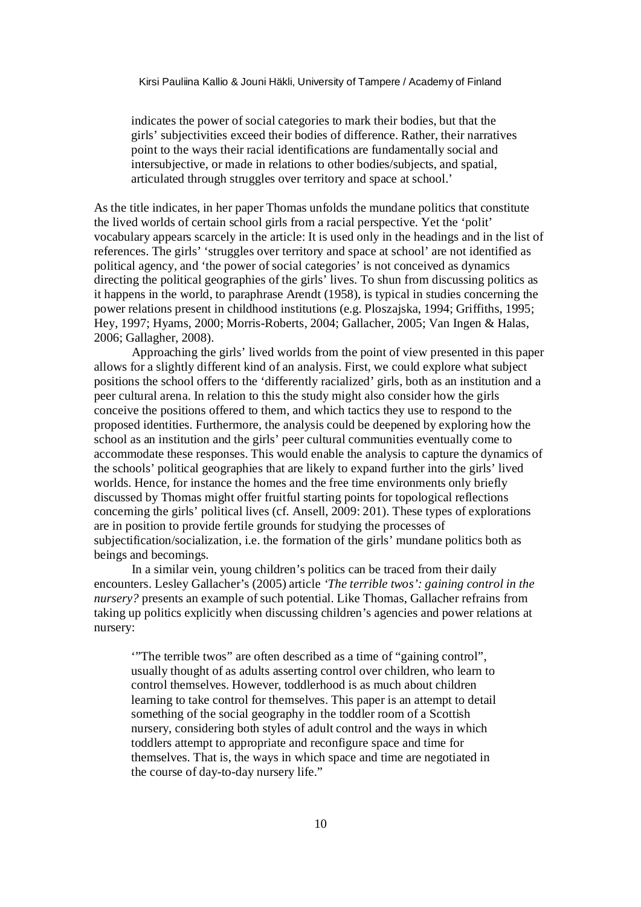> indicates the power of social categories to mark their bodies, but that the girls' subjectivities exceed their bodies of difference. Rather, their narratives point to the ways their racial identifications are fundamentally social and intersubjective, or made in relations to other bodies/subjects, and spatial, articulated through struggles over territory and space at school.'

As the title indicates, in her paper Thomas unfolds the mundane politics that constitute the lived worlds of certain school girls from a racial perspective. Yet the 'polit' vocabulary appears scarcely in the article: It is used only in the headings and in the list of references. The girls' 'struggles over territory and space at school' are not identified as political agency, and 'the power of social categories' is not conceived as dynamics directing the political geographies of the girls' lives. To shun from discussing politics as it happens in the world, to paraphrase Arendt (1958), is typical in studies concerning the power relations present in childhood institutions (e.g. Ploszajska, 1994; Griffiths, 1995; Hey, 1997; Hyams, 2000; Morris-Roberts, 2004; Gallacher, 2005; Van Ingen & Halas, 2006; Gallagher, 2008).

Approaching the girls' lived worlds from the point of view presented in this paper allows for a slightly different kind of an analysis. First, we could explore what subject positions the school offers to the 'differently racialized' girls, both as an institution and a peer cultural arena. In relation to this the study might also consider how the girls conceive the positions offered to them, and which tactics they use to respond to the proposed identities. Furthermore, the analysis could be deepened by exploring how the school as an institution and the girls' peer cultural communities eventually come to accommodate these responses. This would enable the analysis to capture the dynamics of the schools' political geographies that are likely to expand further into the girls' lived worlds. Hence, for instance the homes and the free time environments only briefly discussed by Thomas might offer fruitful starting points for topological reflections concerning the girls' political lives (cf. Ansell, 2009: 201). These types of explorations are in position to provide fertile grounds for studying the processes of subjectification/socialization, i.e. the formation of the girls' mundane politics both as beings and becomings.

In a similar vein, young children's politics can be traced from their daily encounters. Lesley Gallacher's (2005) article *'The terrible twos': gaining control in the nursery?* presents an example of such potential. Like Thomas, Gallacher refrains from taking up politics explicitly when discussing children's agencies and power relations at nursery:

> '"The terrible twos" are often described as a time of "gaining control", usually thought of as adults asserting control over children, who learn to control themselves. However, toddlerhood is as much about children learning to take control for themselves. This paper is an attempt to detail something of the social geography in the toddler room of a Scottish nursery, considering both styles of adult control and the ways in which toddlers attempt to appropriate and reconfigure space and time for themselves. That is, the ways in which space and time are negotiated in the course of day-to-day nursery life."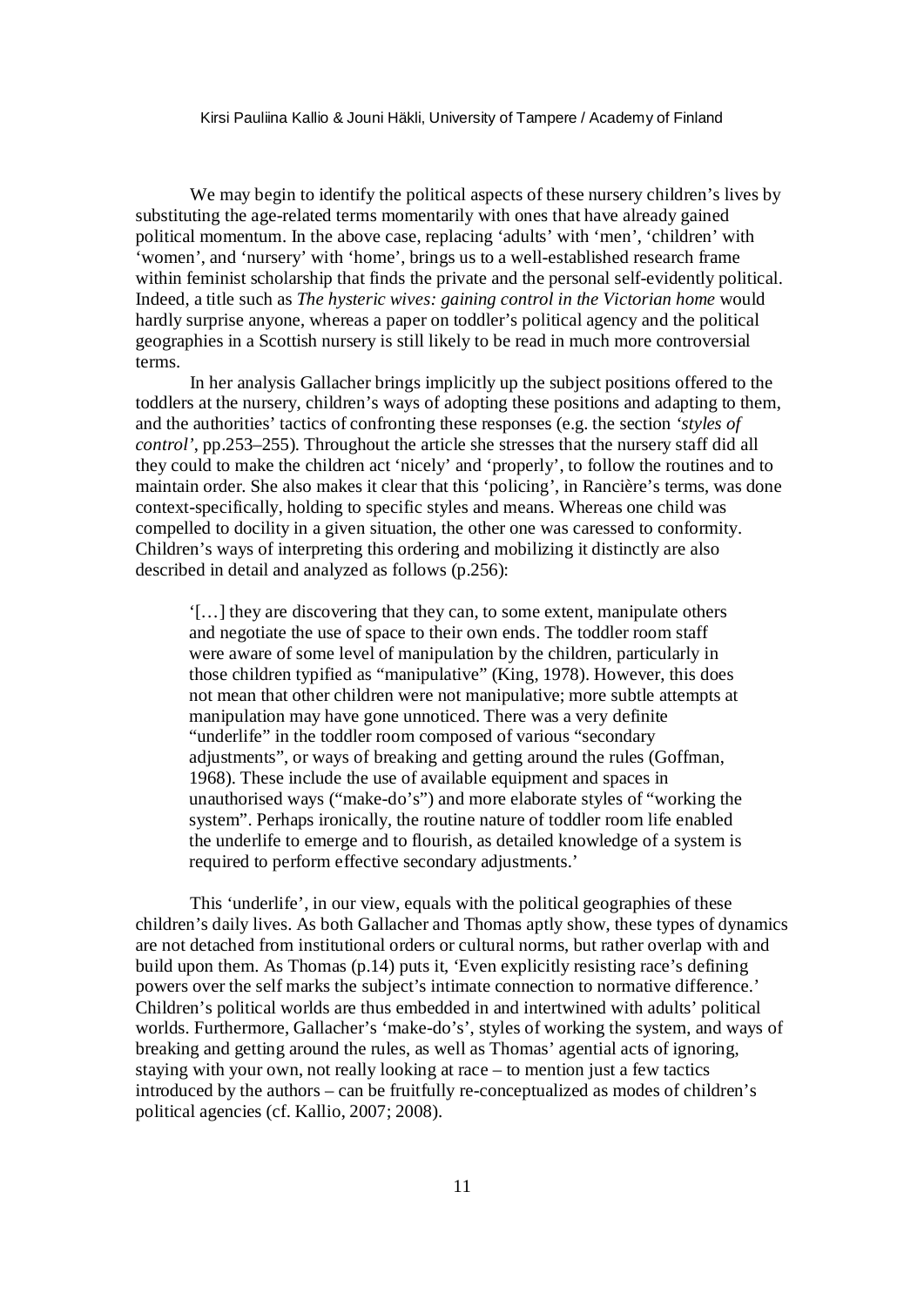We may begin to identify the political aspects of these nursery children's lives by substituting the age-related terms momentarily with ones that have already gained political momentum. In the above case, replacing 'adults' with 'men', 'children' with 'women', and 'nursery' with 'home', brings us to a well-established research frame within feminist scholarship that finds the private and the personal self-evidently political. Indeed, a title such as *The hysteric wives: gaining control in the Victorian home* would hardly surprise anyone, whereas a paper on toddler's political agency and the political geographies in a Scottish nursery is still likely to be read in much more controversial terms.

In her analysis Gallacher brings implicitly up the subject positions offered to the toddlers at the nursery, children's ways of adopting these positions and adapting to them, and the authorities' tactics of confronting these responses (e.g. the section *'styles of control'*, pp.253–255). Throughout the article she stresses that the nursery staff did all they could to make the children act 'nicely' and 'properly', to follow the routines and to maintain order. She also makes it clear that this 'policing', in Rancière's terms, was done context-specifically, holding to specific styles and means. Whereas one child was compelled to docility in a given situation, the other one was caressed to conformity. Children's ways of interpreting this ordering and mobilizing it distinctly are also described in detail and analyzed as follows (p.256):

> '[…] they are discovering that they can, to some extent, manipulate others and negotiate the use of space to their own ends. The toddler room staff were aware of some level of manipulation by the children, particularly in those children typified as "manipulative" (King, 1978). However, this does not mean that other children were not manipulative; more subtle attempts at manipulation may have gone unnoticed. There was a very definite "underlife" in the toddler room composed of various "secondary adjustments", or ways of breaking and getting around the rules (Goffman, 1968). These include the use of available equipment and spaces in unauthorised ways ("make-do's") and more elaborate styles of "working the system". Perhaps ironically, the routine nature of toddler room life enabled the underlife to emerge and to flourish, as detailed knowledge of a system is required to perform effective secondary adjustments.'

This 'underlife', in our view, equals with the political geographies of these children's daily lives. As both Gallacher and Thomas aptly show, these types of dynamics are not detached from institutional orders or cultural norms, but rather overlap with and build upon them. As Thomas (p.14) puts it, 'Even explicitly resisting race's defining powers over the self marks the subject's intimate connection to normative difference.' Children's political worlds are thus embedded in and intertwined with adults' political worlds. Furthermore, Gallacher's 'make-do's', styles of working the system, and ways of breaking and getting around the rules, as well as Thomas' agential acts of ignoring, staying with your own, not really looking at race – to mention just a few tactics introduced by the authors – can be fruitfully re-conceptualized as modes of children's political agencies (cf. Kallio, 2007; 2008).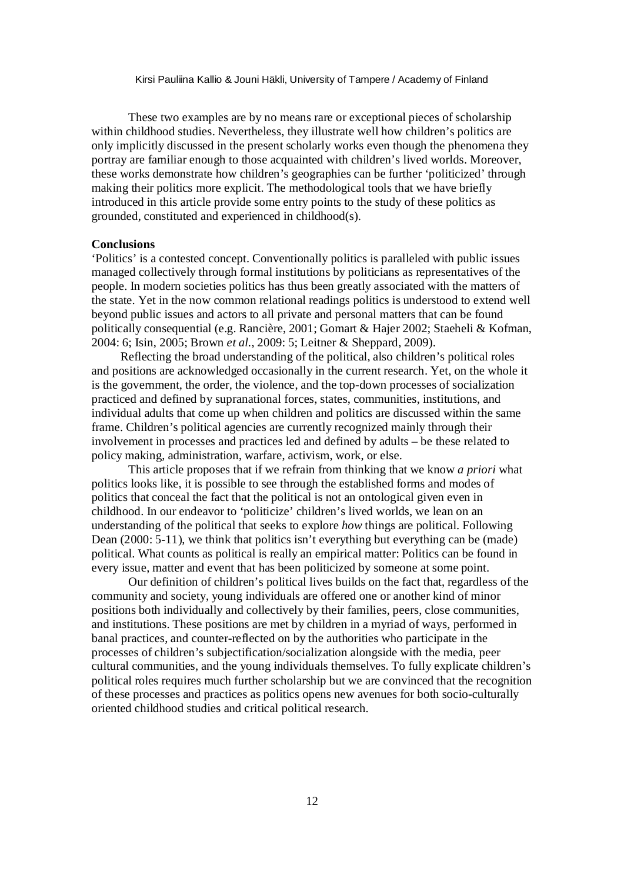These two examples are by no means rare or exceptional pieces of scholarship within childhood studies. Nevertheless, they illustrate well how children's politics are only implicitly discussed in the present scholarly works even though the phenomena they portray are familiar enough to those acquainted with children's lived worlds. Moreover, these works demonstrate how children's geographies can be further 'politicized' through making their politics more explicit. The methodological tools that we have briefly introduced in this article provide some entry points to the study of these politics as grounded, constituted and experienced in childhood(s).

**Conclusions**

'Politics' is a contested concept. Conventionally politics is paralleled with public issues managed collectively through formal institutions by politicians as representatives of the people. In modern societies politics has thus been greatly associated with the matters of the state. Yet in the now common relational readings politics is understood to extend well beyond public issues and actors to all private and personal matters that can be found politically consequential (e.g. Rancière, 2001; Gomart & Hajer 2002; Staeheli & Kofman, 2004: 6; Isin, 2005; Brown *et al.*, 2009: 5; Leitner & Sheppard, 2009).

Reflecting the broad understanding of the political, also children's political roles and positions are acknowledged occasionally in the current research. Yet, on the whole it is the government, the order, the violence, and the top-down processes of socialization practiced and defined by supranational forces, states, communities, institutions, and individual adults that come up when children and politics are discussed within the same frame. Children's political agencies are currently recognized mainly through their involvement in processes and practices led and defined by adults – be these related to policy making, administration, warfare, activism, work, or else.

This article proposes that if we refrain from thinking that we know *a priori* what politics looks like, it is possible to see through the established forms and modes of politics that conceal the fact that the political is not an ontological given even in childhood. In our endeavor to 'politicize' children's lived worlds, we lean on an understanding of the political that seeks to explore *how* things are political. Following Dean (2000: 5-11), we think that politics isn't everything but everything can be (made) political. What counts as political is really an empirical matter: Politics can be found in every issue, matter and event that has been politicized by someone at some point.

Our definition of children's political lives builds on the fact that, regardless of the community and society, young individuals are offered one or another kind of minor positions both individually and collectively by their families, peers, close communities, and institutions. These positions are met by children in a myriad of ways, performed in banal practices, and counter-reflected on by the authorities who participate in the processes of children's subjectification/socialization alongside with the media, peer cultural communities, and the young individuals themselves. To fully explicate children's political roles requires much further scholarship but we are convinced that the recognition of these processes and practices as politics opens new avenues for both socio-culturally oriented childhood studies and critical political research.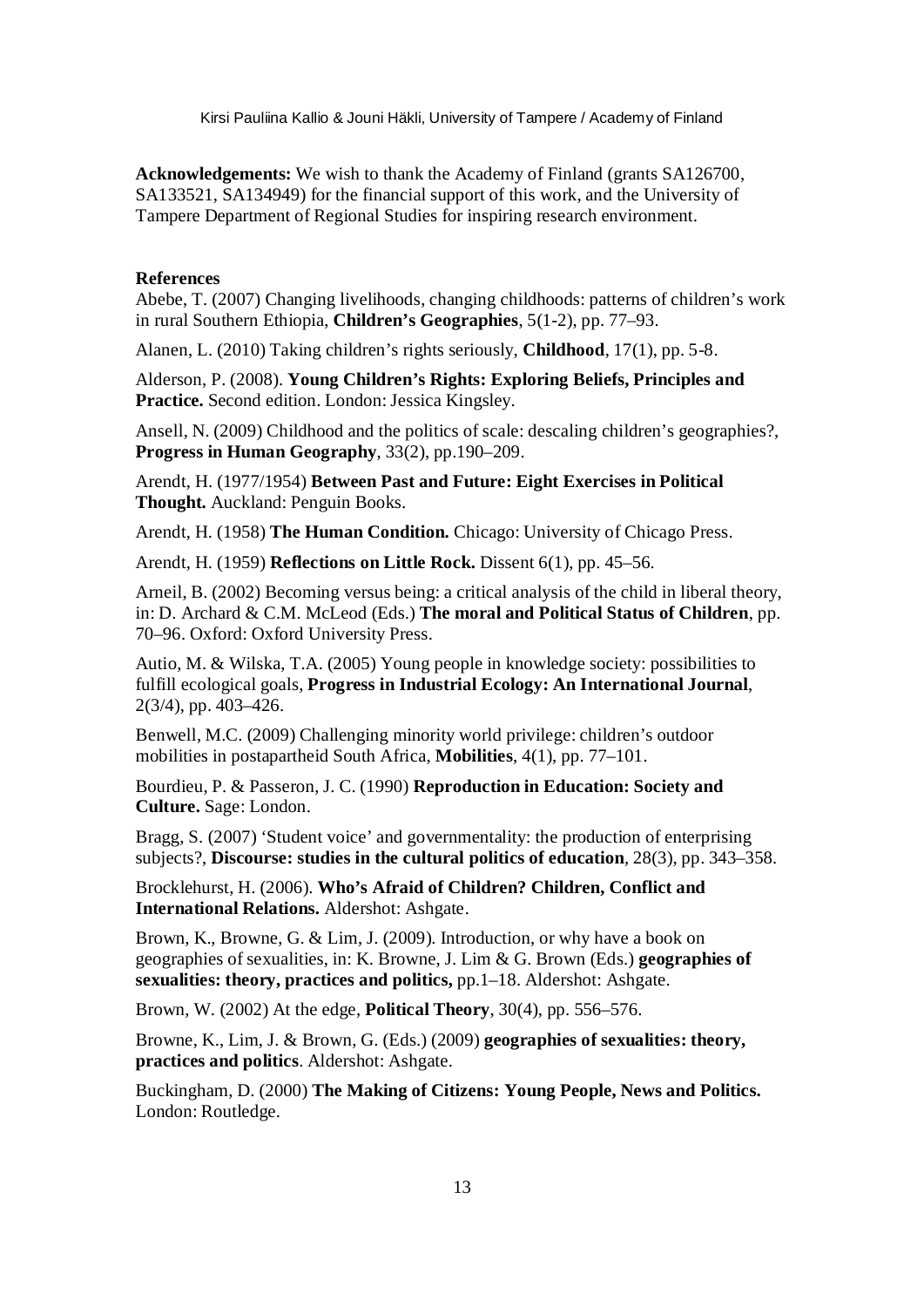**Acknowledgements:** We wish to thank the Academy of Finland (grants SA126700, SA133521, SA134949) for the financial support of this work, and the University of Tampere Department of Regional Studies for inspiring research environment.

**References**

Abebe, T. (2007) Changing livelihoods, changing childhoods: patterns of children's work in rural Southern Ethiopia, **Children's Geographies**, 5(1-2), pp. 77–93.

Alanen, L. (2010) Taking children's rights seriously, **Childhood**, 17(1), pp. 5-8.

Alderson, P. (2008). **Young Children's Rights: Exploring Beliefs, Principles and Practice.** Second edition. London: Jessica Kingsley.

Ansell, N. (2009) Childhood and the politics of scale: descaling children's geographies?, **Progress in Human Geography**, 33(2), pp.190–209.

Arendt, H. (1977/1954) **Between Past and Future: Eight Exercises in Political Thought.** Auckland: Penguin Books.

Arendt, H. (1958) **The Human Condition.** Chicago: University of Chicago Press.

Arendt, H. (1959) **Reflections on Little Rock.** Dissent 6(1), pp. 45–56.

Arneil, B. (2002) Becoming versus being: a critical analysis of the child in liberal theory, in: D. Archard & C.M. McLeod (Eds.) **The moral and Political Status of Children**, pp. 70–96. Oxford: Oxford University Press.

Autio, M. & Wilska, T.A. (2005) Young people in knowledge society: possibilities to fulfill ecological goals, **Progress in Industrial Ecology: An International Journal**, 2(3/4), pp. 403–426.

Benwell, M.C. (2009) Challenging minority world privilege: children's outdoor mobilities in postapartheid South Africa, **Mobilities**, 4(1), pp. 77–101.

Bourdieu, P. & Passeron, J. C. (1990) **Reproduction in Education: Society and Culture.** Sage: London.

Bragg, S. (2007) 'Student voice' and governmentality: the production of enterprising subjects?, **Discourse: studies in the cultural politics of education**, 28(3), pp. 343–358.

Brocklehurst, H. (2006). **Who's Afraid of Children? Children, Conflict and International Relations.** Aldershot: Ashgate.

Brown, K., Browne, G. & Lim, J. (2009). Introduction, or why have a book on geographies of sexualities, in: K. Browne, J. Lim & G. Brown (Eds.) **geographies of sexualities: theory, practices and politics,** pp.1–18. Aldershot: Ashgate.

Brown, W. (2002) At the edge, **Political Theory**, 30(4), pp. 556–576.

Browne, K., Lim, J. & Brown, G. (Eds.) (2009) **geographies of sexualities: theory, practices and politics**. Aldershot: Ashgate.

Buckingham, D. (2000) **The Making of Citizens: Young People, News and Politics.** London: Routledge.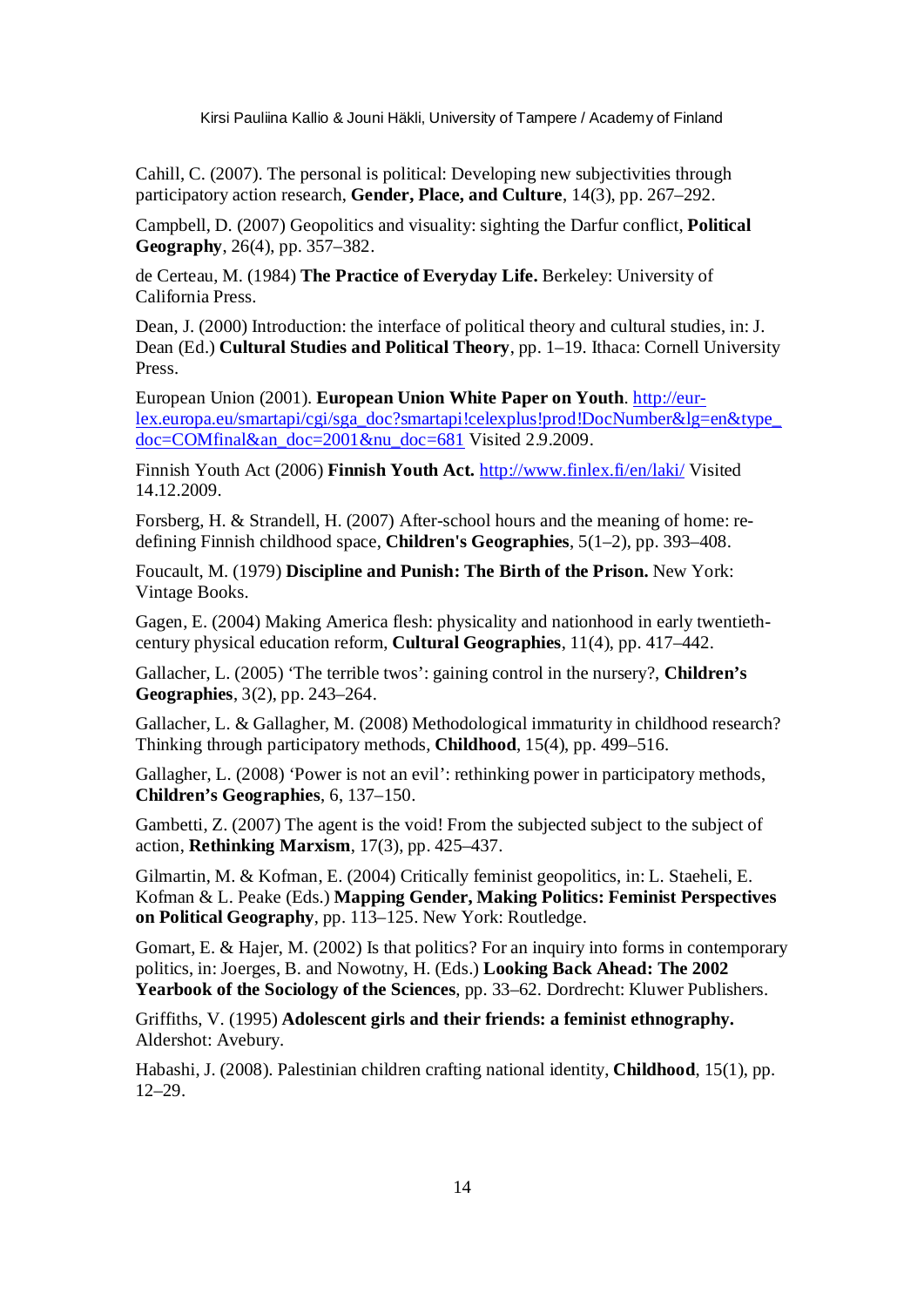Cahill, C. (2007). The personal is political: Developing new subjectivities through participatory action research, **Gender, Place, and Culture**, 14(3), pp. 267–292.

Campbell, D. (2007) Geopolitics and visuality: sighting the Darfur conflict, **Political Geography**, 26(4), pp. 357–382.

de Certeau, M. (1984) **The Practice of Everyday Life.** Berkeley: University of California Press.

Dean, J. (2000) Introduction: the interface of political theory and cultural studies, in: J. Dean (Ed.) **Cultural Studies and Political Theory**, pp. 1–19. Ithaca: Cornell University Press.

European Union (2001). **European Union White Paper on Youth**. http://eur-lex.europa.eu/smartapi/cgi/sga_doc?smartapi!celexplus!prod!DocNumber&lg=en&type_doc=COMfinal&an_doc=2001&nu_doc=681 Visited 2.9.2009.

Finnish Youth Act (2006) **Finnish Youth Act.** http://www.finlex.fi/en/laki/ Visited 14.12.2009.

Forsberg, H. & Strandell, H. (2007) After-school hours and the meaning of home: re-defining Finnish childhood space, **Children's Geographies**, 5(1–2), pp. 393–408.

Foucault, M. (1979) **Discipline and Punish: The Birth of the Prison.** New York: Vintage Books.

Gagen, E. (2004) Making America flesh: physicality and nationhood in early twentieth-century physical education reform, **Cultural Geographies**, 11(4), pp. 417–442.

Gallacher, L. (2005) 'The terrible twos': gaining control in the nursery?, **Children's Geographies**, 3(2), pp. 243–264.

Gallacher, L. & Gallagher, M. (2008) Methodological immaturity in childhood research? Thinking through participatory methods, **Childhood**, 15(4), pp. 499–516.

Gallagher, L. (2008) 'Power is not an evil': rethinking power in participatory methods, **Children's Geographies**, 6, 137–150.

Gambetti, Z. (2007) The agent is the void! From the subjected subject to the subject of action, **Rethinking Marxism**, 17(3), pp. 425–437.

Gilmartin, M. & Kofman, E. (2004) Critically feminist geopolitics, in: L. Staeheli, E. Kofman & L. Peake (Eds.) **Mapping Gender, Making Politics: Feminist Perspectives on Political Geography**, pp. 113–125. New York: Routledge.

Gomart, E. & Hajer, M. (2002) Is that politics? For an inquiry into forms in contemporary politics, in: Joerges, B. and Nowotny, H. (Eds.) **Looking Back Ahead: The 2002 Yearbook of the Sociology of the Sciences**, pp. 33–62. Dordrecht: Kluwer Publishers.

Griffiths, V. (1995) **Adolescent girls and their friends: a feminist ethnography.** Aldershot: Avebury.

Habashi, J. (2008). Palestinian children crafting national identity, **Childhood**, 15(1), pp. 12–29.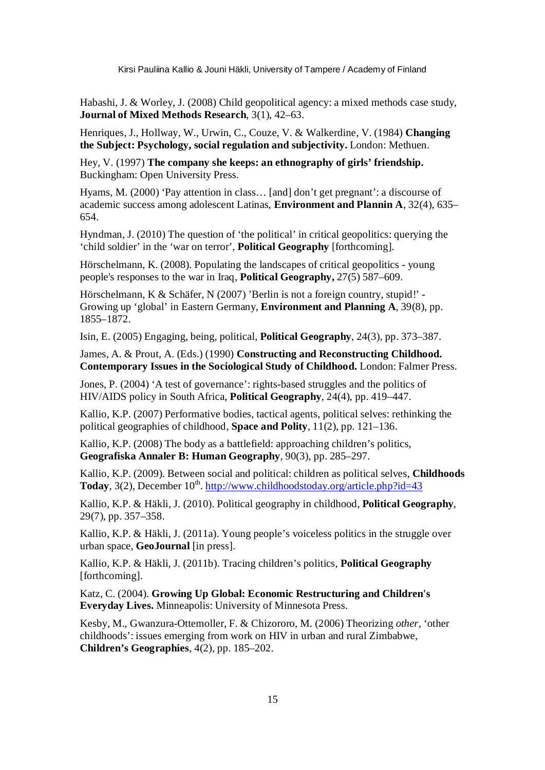Habashi, J. & Worley, J. (2008) Child geopolitical agency: a mixed methods case study, **Journal of Mixed Methods Research**, 3(1), 42–63.

Henriques, J., Hollway, W., Urwin, C., Couze, V. & Walkerdine, V. (1984) **Changing the Subject: Psychology, social regulation and subjectivity.** London: Methuen.

Hey, V. (1997) **The company she keeps: an ethnography of girls' friendship.** Buckingham: Open University Press.

Hyams, M. (2000) 'Pay attention in class… [and] don't get pregnant': a discourse of academic success among adolescent Latinas, **Environment and Plannin A**, 32(4), 635–654.

Hyndman, J. (2010) The question of 'the political' in critical geopolitics: querying the 'child soldier' in the 'war on terror', **Political Geography** [forthcoming].

Hörschelmann, K. (2008). Populating the landscapes of critical geopolitics - young people's responses to the war in Iraq, **Political Geography,** 27(5) 587–609.

Hörschelmann, K & Schäfer, N (2007) 'Berlin is not a foreign country, stupid!' - Growing up 'global' in Eastern Germany, **Environment and Planning A**, 39(8), pp. 1855–1872.

Isin, E. (2005) Engaging, being, political, **Political Geography**, 24(3), pp. 373–387.

James, A. & Prout, A. (Eds.) (1990) **Constructing and Reconstructing Childhood. Contemporary Issues in the Sociological Study of Childhood.** London: Falmer Press.

Jones, P. (2004) 'A test of governance': rights-based struggles and the politics of HIV/AIDS policy in South Africa, **Political Geography**, 24(4), pp. 419–447.

Kallio, K.P. (2007) Performative bodies, tactical agents, political selves: rethinking the political geographies of childhood, **Space and Polity**, 11(2), pp. 121–136.

Kallio, K.P. (2008) The body as a battlefield: approaching children's politics, **Geografiska Annaler B: Human Geography**, 90(3), pp. 285–297.

Kallio, K.P. (2009). Between social and political: children as political selves, **Childhoods Today**, 3(2), December 10th. http://www.childhoodstoday.org/article.php?id=43

Kallio, K.P. & Häkli, J. (2010). Political geography in childhood, **Political Geography**, 29(7), pp. 357–358.

Kallio, K.P. & Häkli, J. (2011a). Young people's voiceless politics in the struggle over urban space, **GeoJournal** [in press].

Kallio, K.P. & Häkli, J. (2011b). Tracing children's politics, **Political Geography** [forthcoming].

Katz, C. (2004). **Growing Up Global: Economic Restructuring and Children's Everyday Lives.** Minneapolis: University of Minnesota Press.

Kesby, M., Gwanzura-Ottemoller, F. & Chizororo, M. (2006) Theorizing *other*, 'other childhoods': issues emerging from work on HIV in urban and rural Zimbabwe, **Children's Geographies**, 4(2), pp. 185–202.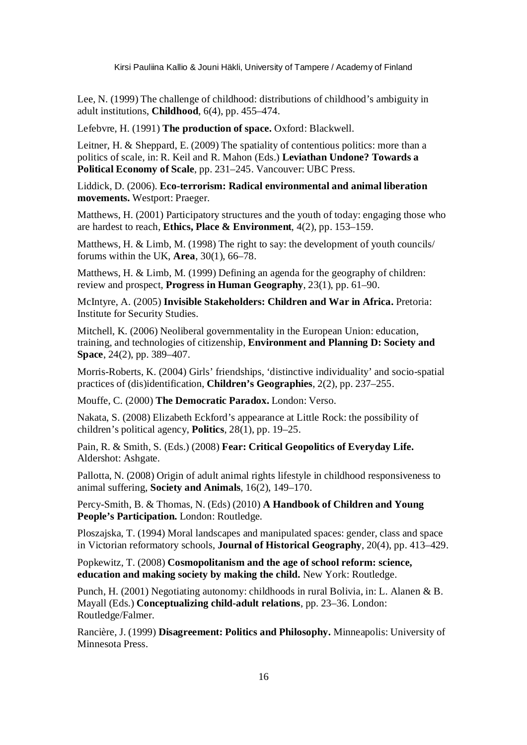Lee, N. (1999) The challenge of childhood: distributions of childhood's ambiguity in adult institutions, **Childhood**, 6(4), pp. 455–474.

Lefebvre, H. (1991) **The production of space.** Oxford: Blackwell.

Leitner, H. & Sheppard, E. (2009) The spatiality of contentious politics: more than a politics of scale, in: R. Keil and R. Mahon (Eds.) **Leviathan Undone? Towards a Political Economy of Scale**, pp. 231–245. Vancouver: UBC Press.

Liddick, D. (2006). **Eco-terrorism: Radical environmental and animal liberation movements.** Westport: Praeger.

Matthews, H. (2001) Participatory structures and the youth of today: engaging those who are hardest to reach, **Ethics, Place & Environment**, 4(2), pp. 153–159.

Matthews, H. & Limb, M. (1998) The right to say: the development of youth councils/ forums within the UK, **Area**, 30(1), 66–78.

Matthews, H. & Limb, M. (1999) Defining an agenda for the geography of children: review and prospect, **Progress in Human Geography**, 23(1), pp. 61–90.

McIntyre, A. (2005) **Invisible Stakeholders: Children and War in Africa.** Pretoria: Institute for Security Studies.

Mitchell, K. (2006) Neoliberal governmentality in the European Union: education, training, and technologies of citizenship, **Environment and Planning D: Society and Space**, 24(2), pp. 389–407.

Morris-Roberts, K. (2004) Girls' friendships, 'distinctive individuality' and socio-spatial practices of (dis)identification, **Children's Geographies**, 2(2), pp. 237–255.

Mouffe, C. (2000) **The Democratic Paradox.** London: Verso.

Nakata, S. (2008) Elizabeth Eckford's appearance at Little Rock: the possibility of children's political agency, **Politics**, 28(1), pp. 19–25.

Pain, R. & Smith, S. (Eds.) (2008) **Fear: Critical Geopolitics of Everyday Life.** Aldershot: Ashgate.

Pallotta, N. (2008) Origin of adult animal rights lifestyle in childhood responsiveness to animal suffering, **Society and Animals**, 16(2), 149–170.

Percy-Smith, B. & Thomas, N. (Eds) (2010) **A Handbook of Children and Young People's Participation.** London: Routledge.

Ploszajska, T. (1994) Moral landscapes and manipulated spaces: gender, class and space in Victorian reformatory schools, **Journal of Historical Geography**, 20(4), pp. 413–429.

Popkewitz, T. (2008) **Cosmopolitanism and the age of school reform: science, education and making society by making the child.** New York: Routledge.

Punch, H. (2001) Negotiating autonomy: childhoods in rural Bolivia, in: L. Alanen & B. Mayall (Eds.) **Conceptualizing child-adult relations**, pp. 23–36. London: Routledge/Falmer.

Rancière, J. (1999) **Disagreement: Politics and Philosophy.** Minneapolis: University of Minnesota Press.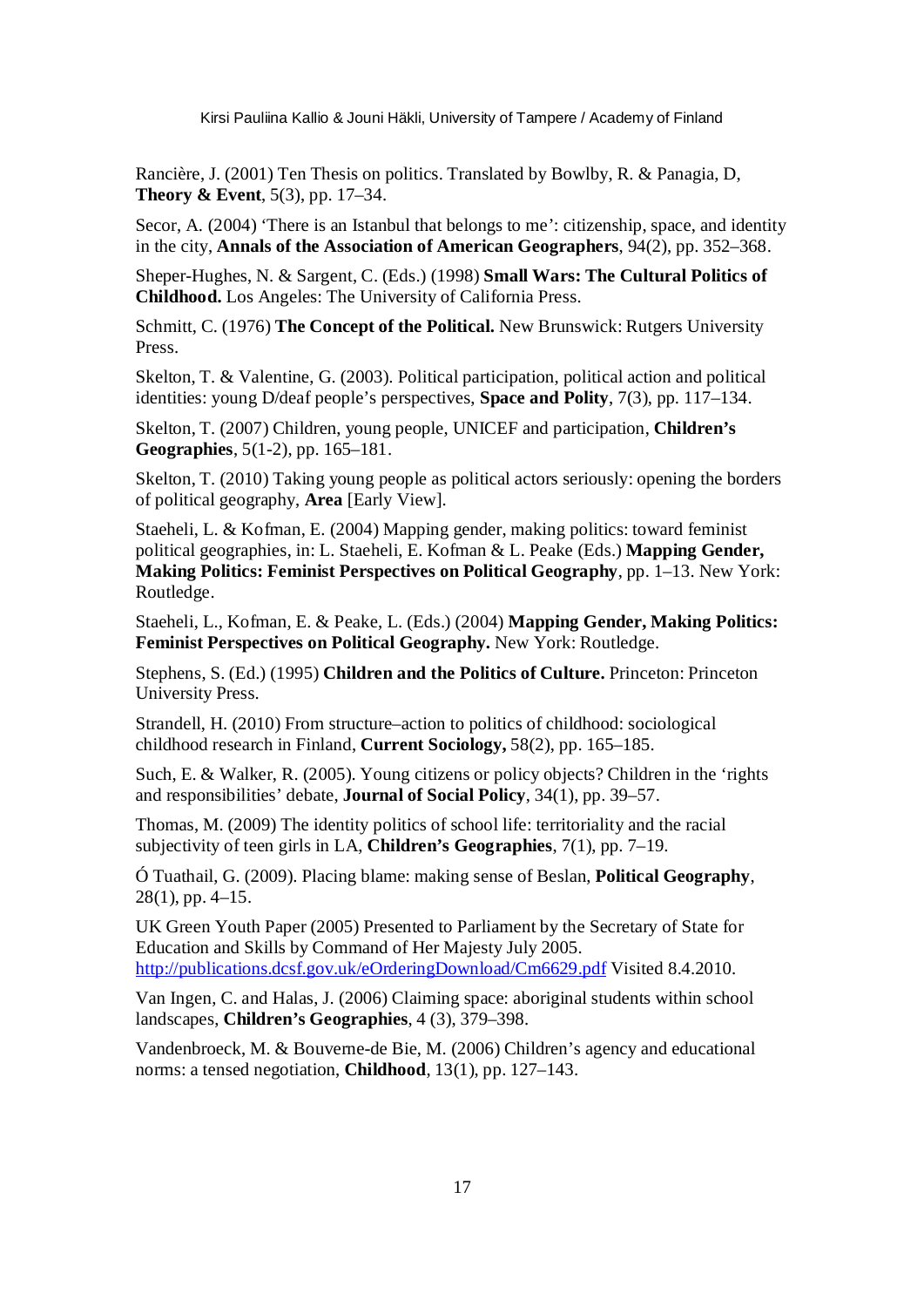Rancière, J. (2001) Ten Thesis on politics. Translated by Bowlby, R. & Panagia, D, **Theory & Event**, 5(3), pp. 17–34.

Secor, A. (2004) 'There is an Istanbul that belongs to me': citizenship, space, and identity in the city, **Annals of the Association of American Geographers**, 94(2), pp. 352–368.

Sheper-Hughes, N. & Sargent, C. (Eds.) (1998) **Small Wars: The Cultural Politics of Childhood.** Los Angeles: The University of California Press.

Schmitt, C. (1976) **The Concept of the Political.** New Brunswick: Rutgers University Press.

Skelton, T. & Valentine, G. (2003). Political participation, political action and political identities: young D/deaf people's perspectives, **Space and Polity**, 7(3), pp. 117–134.

Skelton, T. (2007) Children, young people, UNICEF and participation, **Children's Geographies**, 5(1-2), pp. 165–181.

Skelton, T. (2010) Taking young people as political actors seriously: opening the borders of political geography, **Area** [Early View].

Staeheli, L. & Kofman, E. (2004) Mapping gender, making politics: toward feminist political geographies, in: L. Staeheli, E. Kofman & L. Peake (Eds.) **Mapping Gender, Making Politics: Feminist Perspectives on Political Geography**, pp. 1–13. New York: Routledge.

Staeheli, L., Kofman, E. & Peake, L. (Eds.) (2004) **Mapping Gender, Making Politics: Feminist Perspectives on Political Geography.** New York: Routledge.

Stephens, S. (Ed.) (1995) **Children and the Politics of Culture.** Princeton: Princeton University Press.

Strandell, H. (2010) From structure–action to politics of childhood: sociological childhood research in Finland, **Current Sociology,** 58(2), pp. 165–185.

Such, E. & Walker, R. (2005). Young citizens or policy objects? Children in the 'rights and responsibilities' debate, **Journal of Social Policy**, 34(1), pp. 39–57.

Thomas, M. (2009) The identity politics of school life: territoriality and the racial subjectivity of teen girls in LA, **Children's Geographies**, 7(1), pp. 7–19.

Ó Tuathail, G. (2009). Placing blame: making sense of Beslan, **Political Geography**, 28(1), pp. 4–15.

UK Green Youth Paper (2005) Presented to Parliament by the Secretary of State for Education and Skills by Command of Her Majesty July 2005. http://publications.dcsf.gov.uk/eOrderingDownload/Cm6629.pdf Visited 8.4.2010.

Van Ingen, C. and Halas, J. (2006) Claiming space: aboriginal students within school landscapes, **Children's Geographies**, 4 (3), 379–398.

Vandenbroeck, M. & Bouverne-de Bie, M. (2006) Children's agency and educational norms: a tensed negotiation, **Childhood**, 13(1), pp. 127–143.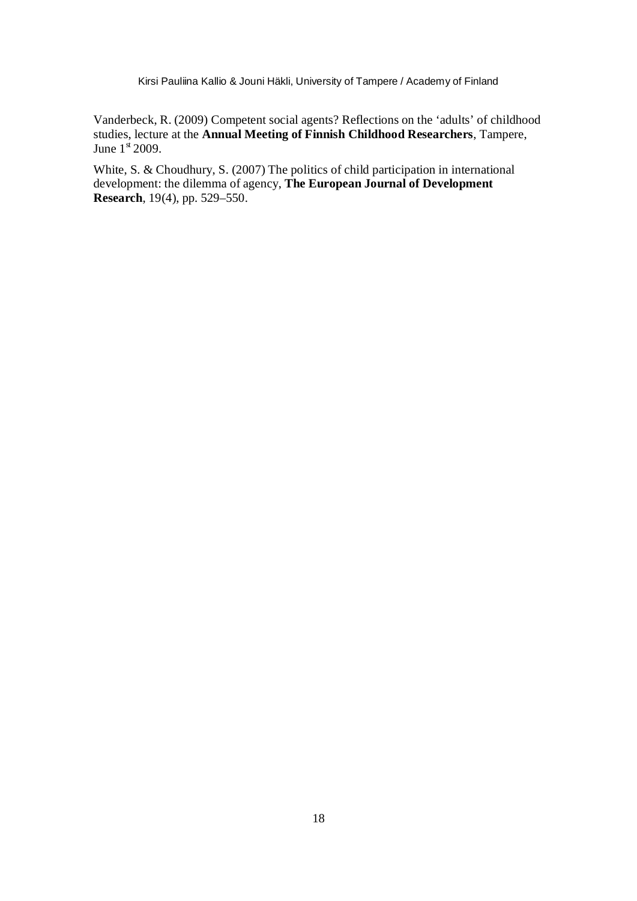Vanderbeck, R. (2009) Competent social agents? Reflections on the 'adults' of childhood studies, lecture at the **Annual Meeting of Finnish Childhood Researchers**, Tampere, June 1st 2009.

White, S. & Choudhury, S. (2007) The politics of child participation in international development: the dilemma of agency, **The European Journal of Development Research**, 19(4), pp. 529–550.